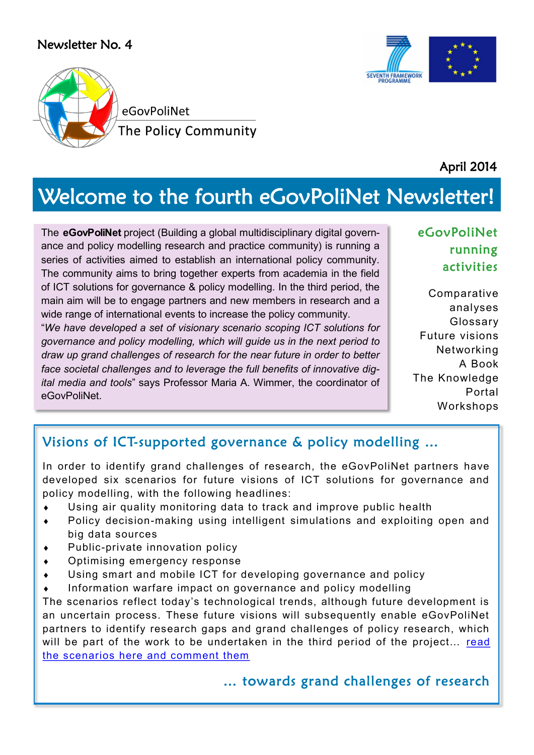Newsletter No. 4

eGovPoliNet
The Policy Community

April 2014

# Welcome to the fourth eGovPoliNet Newsletter!

The **eGovPoliNet** project (Building a global multidisciplinary digital governance and policy modelling research and practice community) is running a series of activities aimed to establish an international policy community. The community aims to bring together experts from academia in the field of ICT solutions for governance & policy modelling. In the third period, the main aim will be to engage partners and new members in research and a wide range of international events to increase the policy community. "*We have developed a set of visionary scenario scoping ICT solutions for governance and policy modelling, which will guide us in the next period to draw up grand challenges of research for the near future in order to better face societal challenges and to leverage the full benefits of innovative digital media and tools*" says Professor Maria A. Wimmer, the coordinator of eGovPoliNet.

## eGovPoliNet running activities

Comparative analyses
Glossary
Future visions
Networking
A Book
The Knowledge Portal
Workshops

## Visions of ICT-supported governance & policy modelling ...

In order to identify grand challenges of research, the eGovPoliNet partners have developed six scenarios for future visions of ICT solutions for governance and policy modelling, with the following headlines:

- Using air quality monitoring data to track and improve public health
- Policy decision-making using intelligent simulations and exploiting open and big data sources
- Public-private innovation policy
- Optimising emergency response
- Using smart and mobile ICT for developing governance and policy
- Information warfare impact on governance and policy modelling

The scenarios reflect today's technological trends, although future development is an uncertain process. These future visions will subsequently enable eGovPoliNet partners to identify research gaps and grand challenges of policy research, which will be part of the work to be undertaken in the third period of the project... read the scenarios here and comment them

## ... towards grand challenges of research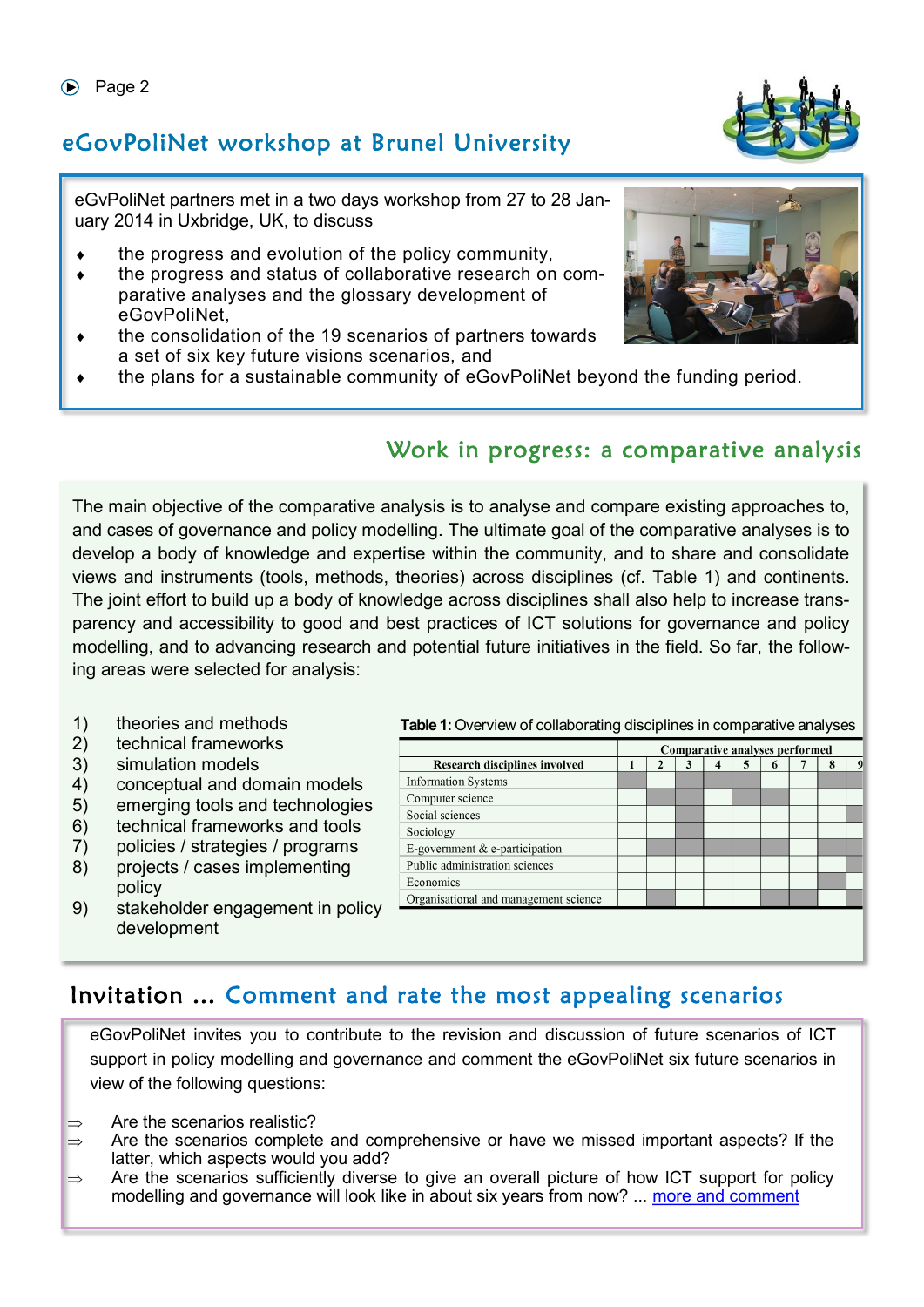## eGovPoliNet workshop at Brunel University

eGvPoliNet partners met in a two days workshop from 27 to 28 January 2014 in Uxbridge, UK, to discuss

- the progress and evolution of the policy community,
- the progress and status of collaborative research on comparative analyses and the glossary development of eGovPoliNet,
- the consolidation of the 19 scenarios of partners towards a set of six key future visions scenarios, and
- the plans for a sustainable community of eGovPoliNet beyond the funding period.

## Work in progress: a comparative analysis

The main objective of the comparative analysis is to analyse and compare existing approaches to, and cases of governance and policy modelling. The ultimate goal of the comparative analyses is to develop a body of knowledge and expertise within the community, and to share and consolidate views and instruments (tools, methods, theories) across disciplines (cf. Table 1) and continents. The joint effort to build up a body of knowledge across disciplines shall also help to increase transparency and accessibility to good and best practices of ICT solutions for governance and policy modelling, and to advancing research and potential future initiatives in the field. So far, the following areas were selected for analysis:

1) theories and methods
2) technical frameworks
3) simulation models
4) conceptual and domain models
5) emerging tools and technologies
6) technical frameworks and tools
7) policies / strategies / programs
8) projects / cases implementing policy
9) stakeholder engagement in policy development

**Table 1:** Overview of collaborating disciplines in comparative analyses

| Research disciplines involved | Comparative analyses performed | | | | | | | | |
|---|---|---|---|---|---|---|---|---|---|
| | 1 | 2 | 3 | 4 | 5 | 6 | 7 | 8 | 9 |
| Information Systems | X | | X | | | | | X | |
| Computer science | | X | X | | X | X | | | |
| Social sciences | | | X | | | | | | X |
| Sociology | | | X | | | | | | |
| E-government & e-participation | | X | X | X | X | X | | X | |
| Public administration sciences | | | | | | | | | X |
| Economics | | | | | | | | X | |
| Organisational and management science | | X | | | | X | X | | |

## Invitation ... Comment and rate the most appealing scenarios

eGovPoliNet invites you to contribute to the revision and discussion of future scenarios of ICT support in policy modelling and governance and comment the eGovPoliNet six future scenarios in view of the following questions:

⇒ Are the scenarios realistic?
⇒ Are the scenarios complete and comprehensive or have we missed important aspects? If the latter, which aspects would you add?
⇒ Are the scenarios sufficiently diverse to give an overall picture of how ICT support for policy modelling and governance will look like in about six years from now? ... more and comment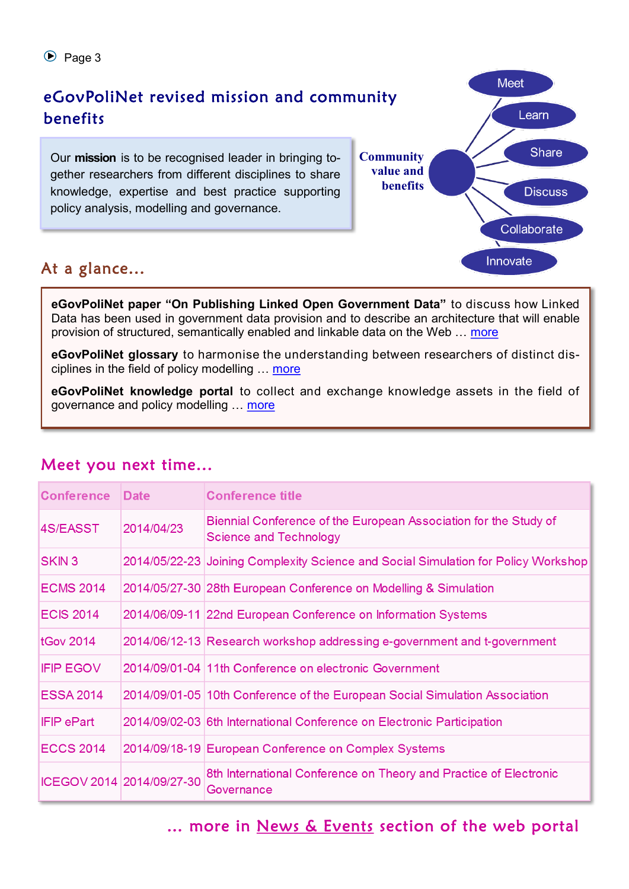## eGovPoliNet revised mission and community benefits

Our **mission** is to be recognised leader in bringing together researchers from different disciplines to share knowledge, expertise and best practice supporting policy analysis, modelling and governance.

Community value and benefits

- Meet
- Learn
- Share
- Discuss
- Collaborate
- Innovate

## At a glance...

**eGovPoliNet paper "On Publishing Linked Open Government Data"** to discuss how Linked Data has been used in government data provision and to describe an architecture that will enable provision of structured, semantically enabled and linkable data on the Web … more

**eGovPoliNet glossary** to harmonise the understanding between researchers of distinct disciplines in the field of policy modelling … more

**eGovPoliNet knowledge portal** to collect and exchange knowledge assets in the field of governance and policy modelling … more

## Meet you next time...

| Conference | Date | Conference title |
|---|---|---|
| 4S/EASST | 2014/04/23 | Biennial Conference of the European Association for the Study of Science and Technology |
| SKIN 3 | 2014/05/22-23 | Joining Complexity Science and Social Simulation for Policy Workshop |
| ECMS 2014 | 2014/05/27-30 | 28th European Conference on Modelling & Simulation |
| ECIS 2014 | 2014/06/09-11 | 22nd European Conference on Information Systems |
| tGov 2014 | 2014/06/12-13 | Research workshop addressing e-government and t-government |
| IFIP EGOV | 2014/09/01-04 | 11th Conference on electronic Government |
| ESSA 2014 | 2014/09/01-05 | 10th Conference of the European Social Simulation Association |
| IFIP ePart | 2014/09/02-03 | 6th International Conference on Electronic Participation |
| ECCS 2014 | 2014/09/18-19 | European Conference on Complex Systems |
| ICEGOV 2014 | 2014/09/27-30 | 8th International Conference on Theory and Practice of Electronic Governance |

… more in News & Events section of the web portal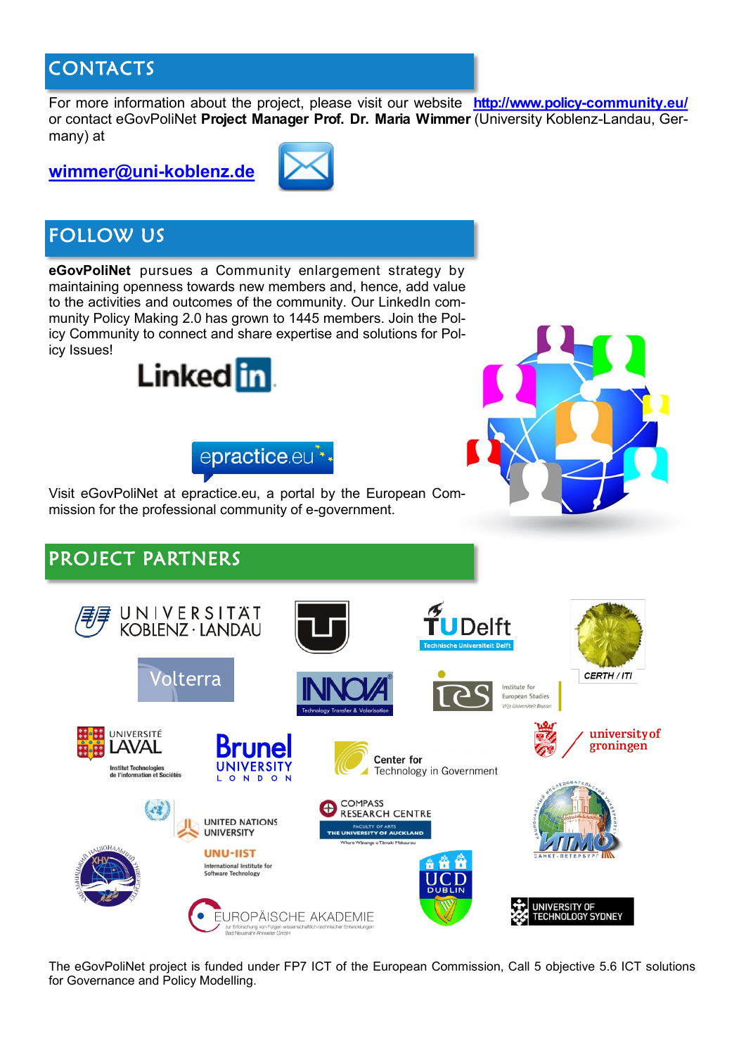## CONTACTS

For more information about the project, please visit our website http://www.policy-community.eu/ or contact eGovPoliNet **Project Manager Prof. Dr. Maria Wimmer** (University Koblenz-Landau, Germany) at

**wimmer@uni-koblenz.de**

## FOLLOW US

**eGovPoliNet** pursues a Community enlargement strategy by maintaining openness towards new members and, hence, add value to the activities and outcomes of the community. Our LinkedIn community Policy Making 2.0 has grown to 1445 members. Join the Policy Community to connect and share expertise and solutions for Policy Issues!

Visit eGovPoliNet at epractice.eu, a portal by the European Commission for the professional community of e-government.

## PROJECT PARTNERS

The eGovPoliNet project is funded under FP7 ICT of the European Commission, Call 5 objective 5.6 ICT solutions for Governance and Policy Modelling.